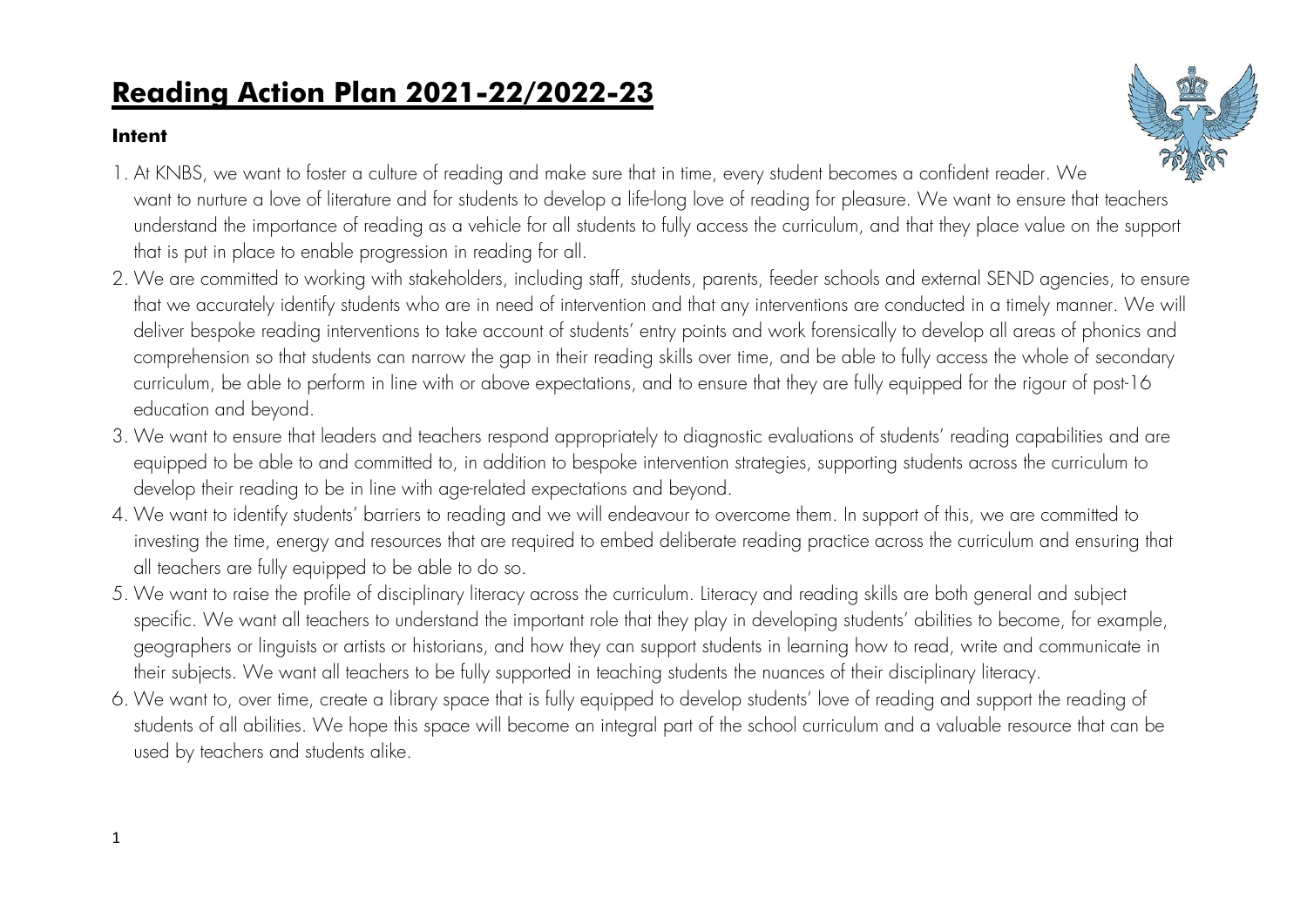# Reading Action Plan 2021-22/2022-23

### Intent

1. At KNBS, we want to foster a culture of reading and make sure that in time, every student becomes a confident reader. We want to nurture a love of literature and for students to develop a life-long love of reading for pleasure. We want to ensure that teachers understand the importance of reading as a vehicle for all students to fully access the curriculum, and that they place value on the support that is put in place to enable progression in reading for all.
2. We are committed to working with stakeholders, including staff, students, parents, feeder schools and external SEND agencies, to ensure that we accurately identify students who are in need of intervention and that any interventions are conducted in a timely manner. We will deliver bespoke reading interventions to take account of students' entry points and work forensically to develop all areas of phonics and comprehension so that students can narrow the gap in their reading skills over time, and be able to fully access the whole of secondary curriculum, be able to perform in line with or above expectations, and to ensure that they are fully equipped for the rigour of post-16 education and beyond.
3. We want to ensure that leaders and teachers respond appropriately to diagnostic evaluations of students' reading capabilities and are equipped to be able to and committed to, in addition to bespoke intervention strategies, supporting students across the curriculum to develop their reading to be in line with age-related expectations and beyond.
4. We want to identify students' barriers to reading and we will endeavour to overcome them. In support of this, we are committed to investing the time, energy and resources that are required to embed deliberate reading practice across the curriculum and ensuring that all teachers are fully equipped to be able to do so.
5. We want to raise the profile of disciplinary literacy across the curriculum. Literacy and reading skills are both general and subject specific. We want all teachers to understand the important role that they play in developing students' abilities to become, for example, geographers or linguists or artists or historians, and how they can support students in learning how to read, write and communicate in their subjects. We want all teachers to be fully supported in teaching students the nuances of their disciplinary literacy.
6. We want to, over time, create a library space that is fully equipped to develop students' love of reading and support the reading of students of all abilities. We hope this space will become an integral part of the school curriculum and a valuable resource that can be used by teachers and students alike.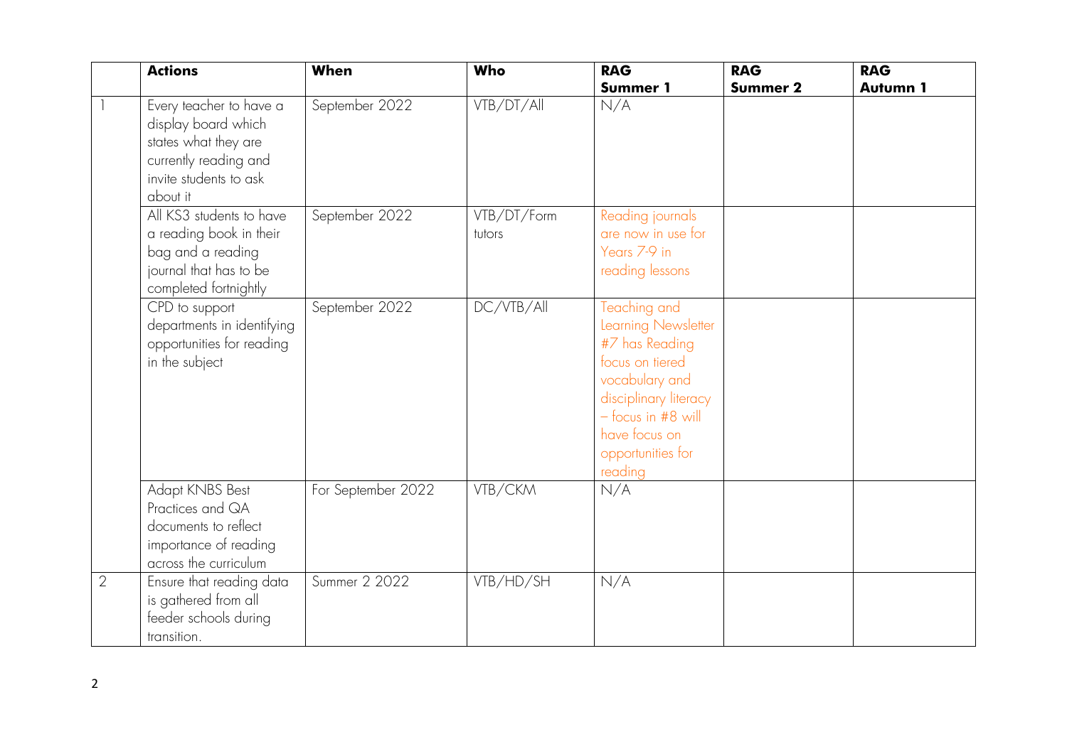| | Actions | When | Who | RAG Summer 1 | RAG Summer 2 | RAG Autumn 1 |
|---|---|---|---|---|---|---|
| 1 | Every teacher to have a display board which states what they are currently reading and invite students to ask about it | September 2022 | VTB/DT/All | N/A | | |
| | All KS3 students to have a reading book in their bag and a reading journal that has to be completed fortnightly | September 2022 | VTB/DT/Form tutors | Reading journals are now in use for Years 7-9 in reading lessons | | |
| | CPD to support departments in identifying opportunities for reading in the subject | September 2022 | DC/VTB/All | Teaching and Learning Newsletter #7 has Reading focus on tiered vocabulary and disciplinary literacy – focus in #8 will have focus on opportunities for reading | | |
| | Adapt KNBS Best Practices and QA documents to reflect importance of reading across the curriculum | For September 2022 | VTB/CKM | N/A | | |
| 2 | Ensure that reading data is gathered from all feeder schools during transition. | Summer 2 2022 | VTB/HD/SH | N/A | | |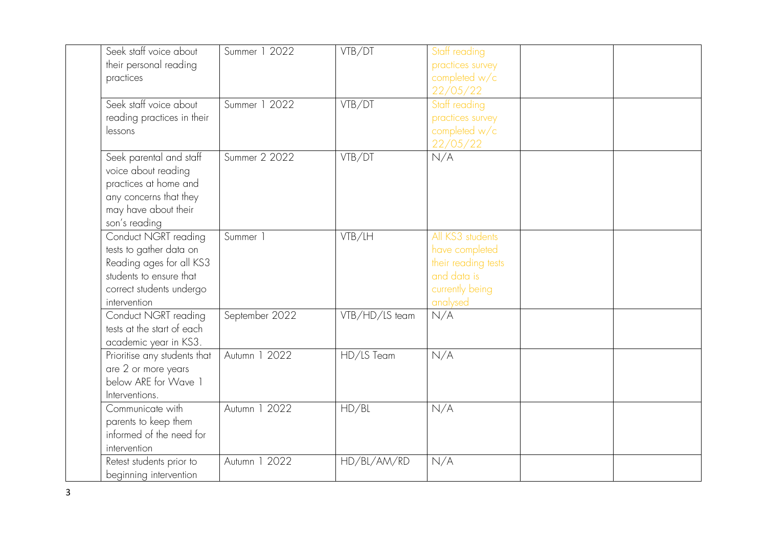| | | | | | | |
|---|---|---|---|---|---|---|
| | Seek staff voice about their personal reading practices | Summer 1 2022 | VTB/DT | Staff reading practices survey completed w/c 22/05/22 | | |
| | Seek staff voice about reading practices in their lessons | Summer 1 2022 | VTB/DT | Staff reading practices survey completed w/c 22/05/22 | | |
| | Seek parental and staff voice about reading practices at home and any concerns that they may have about their son's reading | Summer 2 2022 | VTB/DT | N/A | | |
| | Conduct NGRT reading tests to gather data on Reading ages for all KS3 students to ensure that correct students undergo intervention | Summer 1 | VTB/LH | All KS3 students have completed their reading tests and data is currently being analysed | | |
| | Conduct NGRT reading tests at the start of each academic year in KS3. | September 2022 | VTB/HD/LS team | N/A | | |
| | Prioritise any students that are 2 or more years below ARE for Wave 1 Interventions. | Autumn 1 2022 | HD/LS Team | N/A | | |
| | Communicate with parents to keep them informed of the need for intervention | Autumn 1 2022 | HD/BL | N/A | | |
| | Retest students prior to beginning intervention | Autumn 1 2022 | HD/BL/AM/RD | N/A | | |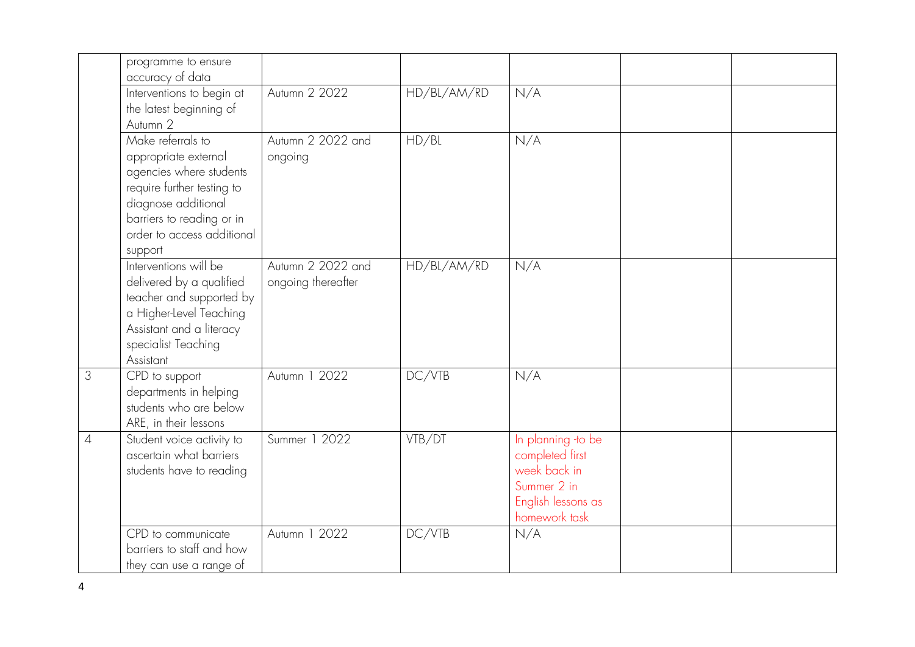| | | | | | | |
|---|---|---|---|---|---|---|
| | programme to ensure accuracy of data | | | | | |
| | Interventions to begin at the latest beginning of Autumn 2 | Autumn 2 2022 | HD/BL/AM/RD | N/A | | |
| | Make referrals to appropriate external agencies where students require further testing to diagnose additional barriers to reading or in order to access additional support | Autumn 2 2022 and ongoing | HD/BL | N/A | | |
| | Interventions will be delivered by a qualified teacher and supported by a Higher-Level Teaching Assistant and a literacy specialist Teaching Assistant | Autumn 2 2022 and ongoing thereafter | HD/BL/AM/RD | N/A | | |
| 3 | CPD to support departments in helping students who are below ARE, in their lessons | Autumn 1 2022 | DC/VTB | N/A | | |
| 4 | Student voice activity to ascertain what barriers students have to reading | Summer 1 2022 | VTB/DT | In planning -to be completed first week back in Summer 2 in English lessons as homework task | | |
| | CPD to communicate barriers to staff and how they can use a range of | Autumn 1 2022 | DC/VTB | N/A | | |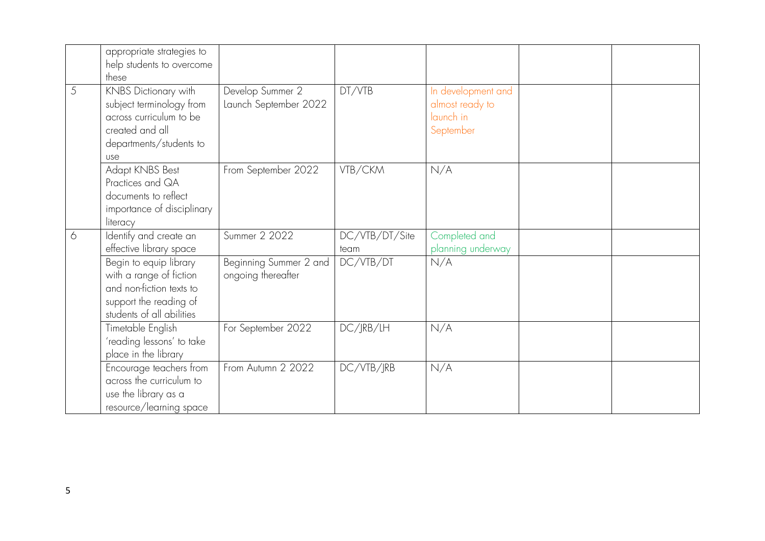| | | | | | | |
|---|---|---|---|---|---|---|
| | appropriate strategies to help students to overcome these | | | | | |
| 5 | KNBS Dictionary with subject terminology from across curriculum to be created and all departments/students to use | Develop Summer 2 Launch September 2022 | DT/VTB | In development and almost ready to launch in September | | |
| | Adapt KNBS Best Practices and QA documents to reflect importance of disciplinary literacy | From September 2022 | VTB/CKM | N/A | | |
| 6 | Identify and create an effective library space | Summer 2 2022 | DC/VTB/DT/Site team | Completed and planning underway | | |
| | Begin to equip library with a range of fiction and non-fiction texts to support the reading of students of all abilities | Beginning Summer 2 and ongoing thereafter | DC/VTB/DT | N/A | | |
| | Timetable English 'reading lessons' to take place in the library | For September 2022 | DC/JRB/LH | N/A | | |
| | Encourage teachers from across the curriculum to use the library as a resource/learning space | From Autumn 2 2022 | DC/VTB/JRB | N/A | | |